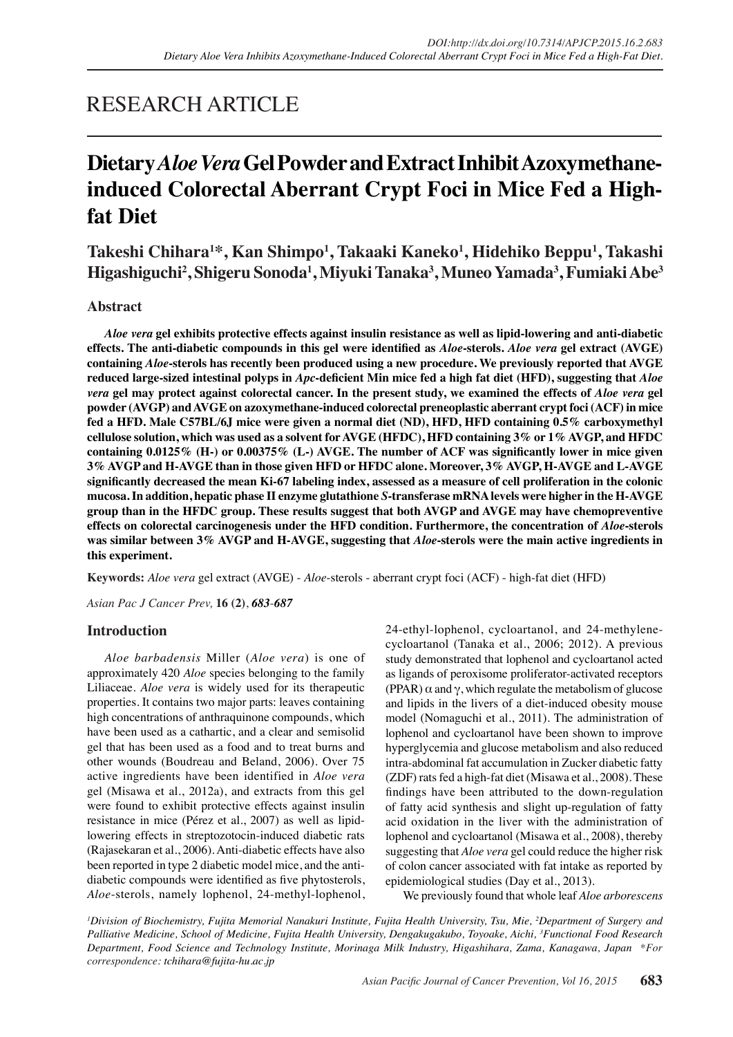RESEARCH ARTICLE

# Dietary *Aloe Vera* Gel Powder and Extract Inhibit Azoxymethane-induced Colorectal Aberrant Crypt Foci in Mice Fed a High-fat Diet

**Takeshi Chihara[1]\*, Kan Shimpo[1], Takaaki Kaneko[1], Hidehiko Beppu[1], Takashi Higashiguchi[2], Shigeru Sonoda[1], Miyuki Tanaka[3], Muneo Yamada[3], Fumiaki Abe[3]**

## Abstract

***Aloe vera* gel exhibits protective effects against insulin resistance as well as lipid-lowering and anti-diabetic effects. The anti-diabetic compounds in this gel were identified as *Aloe*-sterols. *Aloe vera* gel extract (AVGE) containing *Aloe*-sterols has recently been produced using a new procedure. We previously reported that AVGE reduced large-sized intestinal polyps in *Apc*-deficient Min mice fed a high fat diet (HFD), suggesting that *Aloe vera* gel may protect against colorectal cancer. In the present study, we examined the effects of *Aloe vera* gel powder (AVGP) and AVGE on azoxymethane-induced colorectal preneoplastic aberrant crypt foci (ACF) in mice fed a HFD. Male C57BL/6J mice were given a normal diet (ND), HFD, HFD containing 0.5% carboxymethyl cellulose solution, which was used as a solvent for AVGE (HFDC), HFD containing 3% or 1% AVGP, and HFDC containing 0.0125% (H-) or 0.00375% (L-) AVGE. The number of ACF was significantly lower in mice given 3% AVGP and H-AVGE than in those given HFD or HFDC alone. Moreover, 3% AVGP, H-AVGE and L-AVGE significantly decreased the mean Ki-67 labeling index, assessed as a measure of cell proliferation in the colonic mucosa. In addition, hepatic phase II enzyme glutathione *S*-transferase mRNA levels were higher in the H-AVGE group than in the HFDC group. These results suggest that both AVGP and AVGE may have chemopreventive effects on colorectal carcinogenesis under the HFD condition. Furthermore, the concentration of *Aloe*-sterols was similar between 3% AVGP and H-AVGE, suggesting that *Aloe*-sterols were the main active ingredients in this experiment.**

**Keywords:** *Aloe vera* gel extract (AVGE) - *Aloe*-sterols - aberrant crypt foci (ACF) - high-fat diet (HFD)

*Asian Pac J Cancer Prev,* **16 (2)**, *683-687*

## Introduction

*Aloe barbadensis* Miller (*Aloe vera*) is one of approximately 420 *Aloe* species belonging to the family Liliaceae. *Aloe vera* is widely used for its therapeutic properties. It contains two major parts: leaves containing high concentrations of anthraquinone compounds, which have been used as a cathartic, and a clear and semisolid gel that has been used as a food and to treat burns and other wounds (Boudreau and Beland, 2006). Over 75 active ingredients have been identified in *Aloe vera* gel (Misawa et al., 2012a), and extracts from this gel were found to exhibit protective effects against insulin resistance in mice (Pérez et al., 2007) as well as lipid-lowering effects in streptozotocin-induced diabetic rats (Rajasekaran et al., 2006). Anti-diabetic effects have also been reported in type 2 diabetic model mice, and the anti-diabetic compounds were identified as five phytosterols, *Aloe*-sterols, namely lophenol, 24-methyl-lophenol, 24-ethyl-lophenol, cycloartanol, and 24-methylene-cycloartanol (Tanaka et al., 2006; 2012). A previous study demonstrated that lophenol and cycloartanol acted as ligands of peroxisome proliferator-activated receptors (PPAR) $\alpha$ and $\gamma$, which regulate the metabolism of glucose and lipids in the livers of a diet-induced obesity mouse model (Nomaguchi et al., 2011). The administration of lophenol and cycloartanol have been shown to improve hyperglycemia and glucose metabolism and also reduced intra-abdominal fat accumulation in Zucker diabetic fatty (ZDF) rats fed a high-fat diet (Misawa et al., 2008). These findings have been attributed to the down-regulation of fatty acid synthesis and slight up-regulation of fatty acid oxidation in the liver with the administration of lophenol and cycloartanol (Misawa et al., 2008), thereby suggesting that *Aloe vera* gel could reduce the higher risk of colon cancer associated with fat intake as reported by epidemiological studies (Day et al., 2013).

We previously found that whole leaf *Aloe arborescens*

*[1]Division of Biochemistry, Fujita Memorial Nanakuri Institute, Fujita Health University, Tsu, Mie, [2]Department of Surgery and Palliative Medicine, School of Medicine, Fujita Health University, Dengakugakubo, Toyoake, Aichi, [3]Functional Food Research Department, Food Science and Technology Institute, Morinaga Milk Industry, Higashihara, Zama, Kanagawa, Japan \*For correspondence: tchihara@fujita-hu.ac.jp*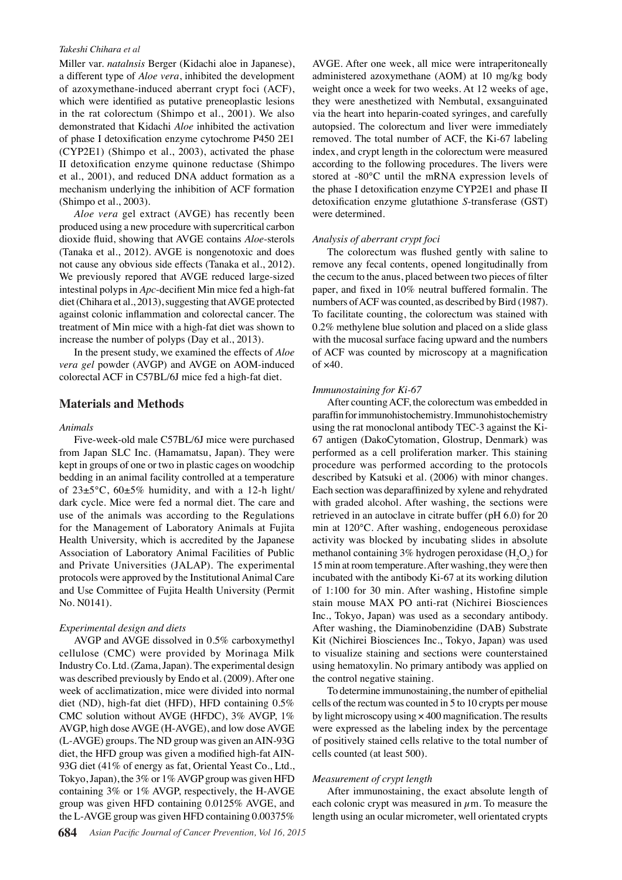Miller var. *natalnsis* Berger (Kidachi aloe in Japanese), a different type of *Aloe vera*, inhibited the development of azoxymethane-induced aberrant crypt foci (ACF), which were identified as putative preneoplastic lesions in the rat colorectum (Shimpo et al., 2001). We also demonstrated that Kidachi *Aloe* inhibited the activation of phase I detoxification enzyme cytochrome P450 2E1 (CYP2E1) (Shimpo et al., 2003), activated the phase II detoxification enzyme quinone reductase (Shimpo et al., 2001), and reduced DNA adduct formation as a mechanism underlying the inhibition of ACF formation (Shimpo et al., 2003).

*Aloe vera* gel extract (AVGE) has recently been produced using a new procedure with supercritical carbon dioxide fluid, showing that AVGE contains *Aloe*-sterols (Tanaka et al., 2012). AVGE is nongenotoxic and does not cause any obvious side effects (Tanaka et al., 2012). We previously repored that AVGE reduced large-sized intestinal polyps in *Apc*-decifient Min mice fed a high-fat diet (Chihara et al., 2013), suggesting that AVGE protected against colonic inflammation and colorectal cancer. The treatment of Min mice with a high-fat diet was shown to increase the number of polyps (Day et al., 2013).

In the present study, we examined the effects of *Aloe vera gel* powder (AVGP) and AVGE on AOM-induced colorectal ACF in C57BL/6J mice fed a high-fat diet.

## Materials and Methods

### *Animals*

Five-week-old male C57BL/6J mice were purchased from Japan SLC Inc. (Hamamatsu, Japan). They were kept in groups of one or two in plastic cages on woodchip bedding in an animal facility controlled at a temperature of 23±5°C, 60±5% humidity, and with a 12-h light/dark cycle. Mice were fed a normal diet. The care and use of the animals was according to the Regulations for the Management of Laboratory Animals at Fujita Health University, which is accredited by the Japanese Association of Laboratory Animal Facilities of Public and Private Universities (JALAP). The experimental protocols were approved by the Institutional Animal Care and Use Committee of Fujita Health University (Permit No. N0141).

### *Experimental design and diets*

AVGP and AVGE dissolved in 0.5% carboxymethyl cellulose (CMC) were provided by Morinaga Milk Industry Co. Ltd. (Zama, Japan). The experimental design was described previously by Endo et al. (2009). After one week of acclimatization, mice were divided into normal diet (ND), high-fat diet (HFD), HFD containing 0.5% CMC solution without AVGE (HFDC), 3% AVGP, 1% AVGP, high dose AVGE (H-AVGE), and low dose AVGE (L-AVGE) groups. The ND group was given an AIN-93G diet, the HFD group was given a modified high-fat AIN-93G diet (41% of energy as fat, Oriental Yeast Co., Ltd., Tokyo, Japan), the 3% or 1% AVGP group was given HFD containing 3% or 1% AVGP, respectively, the H-AVGE group was given HFD containing 0.0125% AVGE, and the L-AVGE group was given HFD containing 0.00375% AVGE. After one week, all mice were intraperitoneally administered azoxymethane (AOM) at 10 mg/kg body weight once a week for two weeks. At 12 weeks of age, they were anesthetized with Nembutal, exsanguinated via the heart into heparin-coated syringes, and carefully autopsied. The colorectum and liver were immediately removed. The total number of ACF, the Ki-67 labeling index, and crypt length in the colorectum were measured according to the following procedures. The livers were stored at -80°C until the mRNA expression levels of the phase I detoxification enzyme CYP2E1 and phase II detoxification enzyme glutathione *S*-transferase (GST) were determined.

### *Analysis of aberrant crypt foci*

The colorectum was flushed gently with saline to remove any fecal contents, opened longitudinally from the cecum to the anus, placed between two pieces of filter paper, and fixed in 10% neutral buffered formalin. The numbers of ACF was counted, as described by Bird (1987). To facilitate counting, the colorectum was stained with 0.2% methylene blue solution and placed on a slide glass with the mucosal surface facing upward and the numbers of ACF was counted by microscopy at a magnification of ×40.

### *Immunostaining for Ki-67*

After counting ACF, the colorectum was embedded in paraffin for immunohistochemistry. Immunohistochemistry using the rat monoclonal antibody TEC-3 against the Ki-67 antigen (DakoCytomation, Glostrup, Denmark) was performed as a cell proliferation marker. This staining procedure was performed according to the protocols described by Katsuki et al. (2006) with minor changes. Each section was deparaffinized by xylene and rehydrated with graded alcohol. After washing, the sections were retrieved in an autoclave in citrate buffer (pH 6.0) for 20 min at 120°C. After washing, endogeneous peroxidase activity was blocked by incubating slides in absolute methanol containing 3% hydrogen peroxidase ($H_2O_2$) for 15 min at room temperature. After washing, they were then incubated with the antibody Ki-67 at its working dilution of 1:100 for 30 min. After washing, Histofine simple stain mouse MAX PO anti-rat (Nichirei Biosciences Inc., Tokyo, Japan) was used as a secondary antibody. After washing, the Diaminobenzidine (DAB) Substrate Kit (Nichirei Biosciences Inc., Tokyo, Japan) was used to visualize staining and sections were counterstained using hematoxylin. No primary antibody was applied on the control negative staining.

To determine immunostaining, the number of epithelial cells of the rectum was counted in 5 to 10 crypts per mouse by light microscopy using × 400 magnification. The results were expressed as the labeling index by the percentage of positively stained cells relative to the total number of cells counted (at least 500).

### *Measurement of crypt length*

After immunostaining, the exact absolute length of each colonic crypt was measured in $\mu$m. To measure the length using an ocular micrometer, well orientated crypts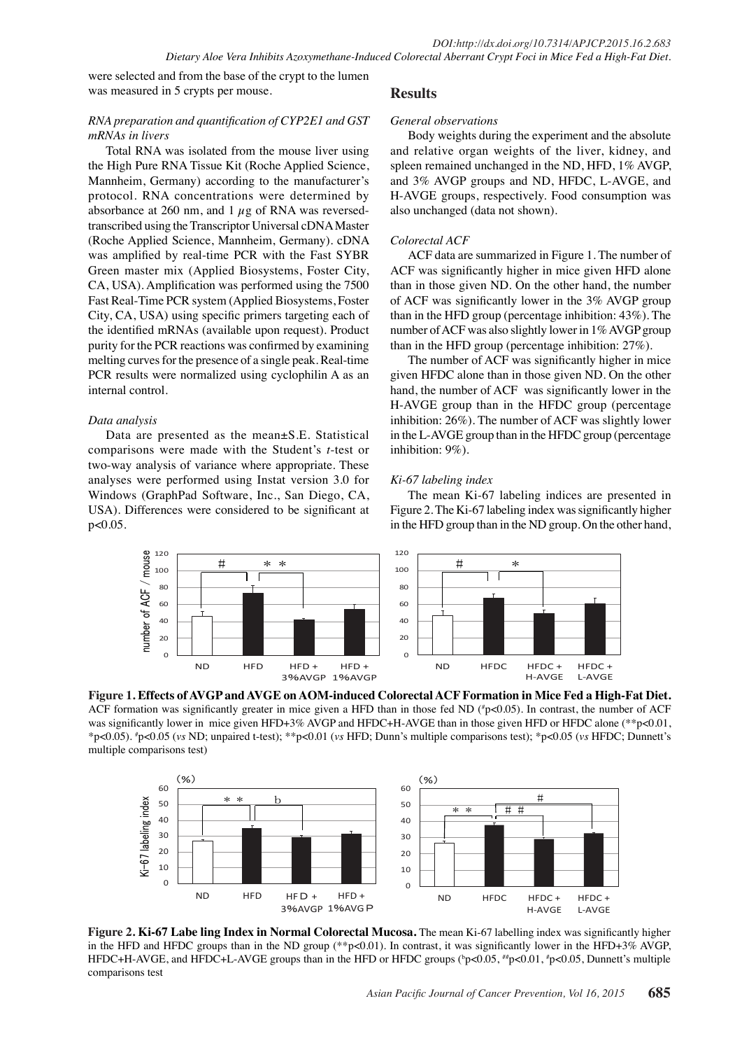were selected and from the base of the crypt to the lumen was measured in 5 crypts per mouse.

*RNA preparation and quantification of CYP2E1 and GST mRNAs in livers*

Total RNA was isolated from the mouse liver using the High Pure RNA Tissue Kit (Roche Applied Science, Mannheim, Germany) according to the manufacturer's protocol. RNA concentrations were determined by absorbance at 260 nm, and 1 $\mu$g of RNA was reversed-transcribed using the Transcriptor Universal cDNA Master (Roche Applied Science, Mannheim, Germany). cDNA was amplified by real-time PCR with the Fast SYBR Green master mix (Applied Biosystems, Foster City, CA, USA). Amplification was performed using the 7500 Fast Real-Time PCR system (Applied Biosystems, Foster City, CA, USA) using specific primers targeting each of the identified mRNAs (available upon request). Product purity for the PCR reactions was confirmed by examining melting curves for the presence of a single peak. Real-time PCR results were normalized using cyclophilin A as an internal control.

*Data analysis*

Data are presented as the mean±S.E. Statistical comparisons were made with the Student's *t*-test or two-way analysis of variance where appropriate. These analyses were performed using Instat version 3.0 for Windows (GraphPad Software, Inc., San Diego, CA, USA). Differences were considered to be significant at $p<0.05$.

## Results

*General observations*

Body weights during the experiment and the absolute and relative organ weights of the liver, kidney, and spleen remained unchanged in the ND, HFD, 1% AVGP, and 3% AVGP groups and ND, HFDC, L-AVGE, and H-AVGE groups, respectively. Food consumption was also unchanged (data not shown).

*Colorectal ACF*

ACF data are summarized in Figure 1. The number of ACF was significantly higher in mice given HFD alone than in those given ND. On the other hand, the number of ACF was significantly lower in the 3% AVGP group than in the HFD group (percentage inhibition: 43%). The number of ACF was also slightly lower in 1% AVGP group than in the HFD group (percentage inhibition: 27%).

The number of ACF was significantly higher in mice given HFDC alone than in those given ND. On the other hand, the number of ACF was significantly lower in the H-AVGE group than in the HFDC group (percentage inhibition: 26%). The number of ACF was slightly lower in the L-AVGE group than in the HFDC group (percentage inhibition: 9%).

*Ki-67 labeling index*

The mean Ki-67 labeling indices are presented in Figure 2. The Ki-67 labeling index was significantly higher in the HFD group than in the ND group. On the other hand,

**Figure 1. Effects of AVGP and AVGE on AOM-induced Colorectal ACF Formation in Mice Fed a High-Fat Diet.** ACF formation was significantly greater in mice given a HFD than in those fed ND (#p<0.05). In contrast, the number of ACF was significantly lower in mice given HFD+3% AVGP and HFDC+H-AVGE than in those given HFD or HFDC alone (**p<0.01, *p<0.05). #p<0.05 (*vs* ND; unpaired t-test); **p<0.01 (*vs* HFD; Dunn's multiple comparisons test); *p<0.05 (*vs* HFDC; Dunnett's multiple comparisons test)

**Figure 2. Ki-67 Labe ling Index in Normal Colorectal Mucosa.** The mean Ki-67 labelling index was significantly higher in the HFD and HFDC groups than in the ND group (**p<0.01). In contrast, it was significantly lower in the HFD+3% AVGP, HFDC+H-AVGE, and HFDC+L-AVGE groups than in the HFD or HFDC groups (bp<0.05, ##p<0.01, #p<0.05, Dunnett's multiple comparisons test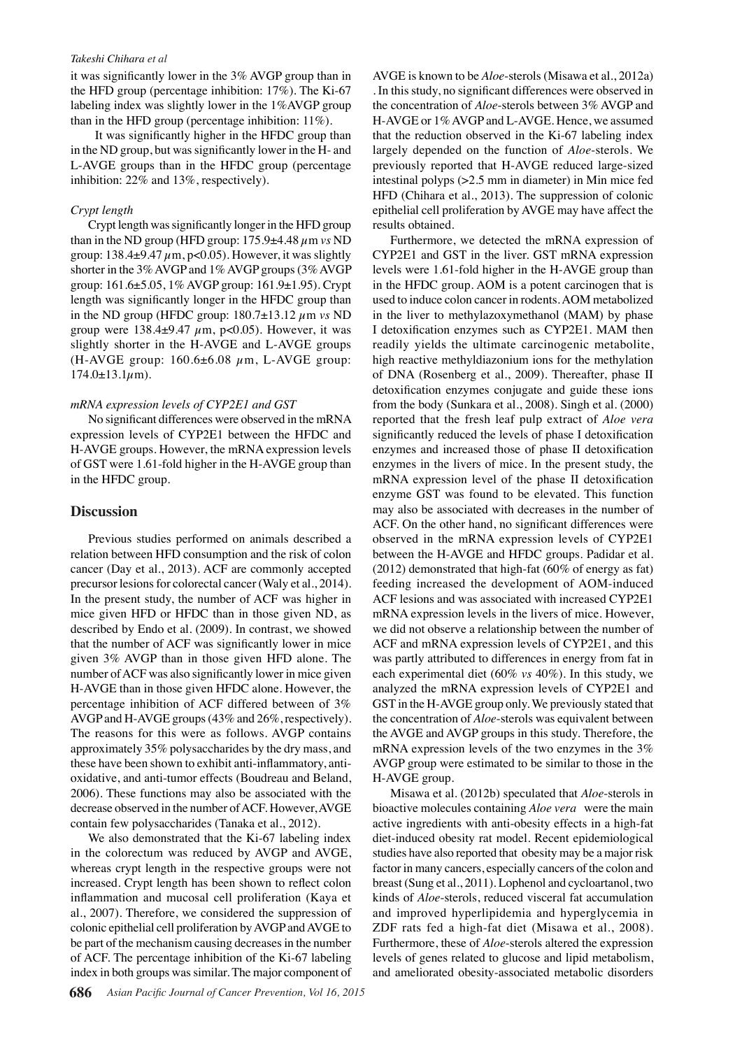it was significantly lower in the 3% AVGP group than in the HFD group (percentage inhibition: 17%). The Ki-67 labeling index was slightly lower in the 1%AVGP group than in the HFD group (percentage inhibition: 11%).

It was significantly higher in the HFDC group than in the ND group, but was significantly lower in the H- and L-AVGE groups than in the HFDC group (percentage inhibition: 22% and 13%, respectively).

*Crypt length*

Crypt length was significantly longer in the HFD group than in the ND group (HFD group: 175.9±4.48 $\mu$m *vs* ND group: 138.4±9.47 $\mu$m, $p<0.05$). However, it was slightly shorter in the 3% AVGP and 1% AVGP groups (3% AVGP group: 161.6±5.05, 1% AVGP group: 161.9±1.95). Crypt length was significantly longer in the HFDC group than in the ND group (HFDC group: 180.7±13.12 $\mu$m *vs* ND group were 138.4±9.47 $\mu$m, $p<0.05$). However, it was slightly shorter in the H-AVGE and L-AVGE groups (H-AVGE group: 160.6±6.08 $\mu$m, L-AVGE group: 174.0±13.1$\mu$m).

*mRNA expression levels of CYP2E1 and GST*

No significant differences were observed in the mRNA expression levels of CYP2E1 between the HFDC and H-AVGE groups. However, the mRNA expression levels of GST were 1.61-fold higher in the H-AVGE group than in the HFDC group.

## Discussion

Previous studies performed on animals described a relation between HFD consumption and the risk of colon cancer (Day et al., 2013). ACF are commonly accepted precursor lesions for colorectal cancer (Waly et al., 2014). In the present study, the number of ACF was higher in mice given HFD or HFDC than in those given ND, as described by Endo et al. (2009). In contrast, we showed that the number of ACF was significantly lower in mice given 3% AVGP than in those given HFD alone. The number of ACF was also significantly lower in mice given H-AVGE than in those given HFDC alone. However, the percentage inhibition of ACF differed between of 3% AVGP and H-AVGE groups (43% and 26%, respectively). The reasons for this were as follows. AVGP contains approximately 35% polysaccharides by the dry mass, and these have been shown to exhibit anti-inflammatory, anti-oxidative, and anti-tumor effects (Boudreau and Beland, 2006). These functions may also be associated with the decrease observed in the number of ACF. However, AVGE contain few polysaccharides (Tanaka et al., 2012).

We also demonstrated that the Ki-67 labeling index in the colorectum was reduced by AVGP and AVGE, whereas crypt length in the respective groups were not increased. Crypt length has been shown to reflect colon inflammation and mucosal cell proliferation (Kaya et al., 2007). Therefore, we considered the suppression of colonic epithelial cell proliferation by AVGP and AVGE to be part of the mechanism causing decreases in the number of ACF. The percentage inhibition of the Ki-67 labeling index in both groups was similar. The major component of AVGE is known to be *Aloe*-sterols (Misawa et al., 2012a). In this study, no significant differences were observed in the concentration of *Aloe*-sterols between 3% AVGP and H-AVGE or 1% AVGP and L-AVGE. Hence, we assumed that the reduction observed in the Ki-67 labeling index largely depended on the function of *Aloe*-sterols. We previously reported that H-AVGE reduced large-sized intestinal polyps (>2.5 mm in diameter) in Min mice fed HFD (Chihara et al., 2013). The suppression of colonic epithelial cell proliferation by AVGE may have affect the results obtained.

Furthermore, we detected the mRNA expression of CYP2E1 and GST in the liver. GST mRNA expression levels were 1.61-fold higher in the H-AVGE group than in the HFDC group. AOM is a potent carcinogen that is used to induce colon cancer in rodents. AOM metabolized in the liver to methylazoxymethanol (MAM) by phase I detoxification enzymes such as CYP2E1. MAM then readily yields the ultimate carcinogenic metabolite, high reactive methyldiazonium ions for the methylation of DNA (Rosenberg et al., 2009). Thereafter, phase II detoxification enzymes conjugate and guide these ions from the body (Sunkara et al., 2008). Singh et al. (2000) reported that the fresh leaf pulp extract of *Aloe vera* significantly reduced the levels of phase I detoxification enzymes and increased those of phase II detoxification enzymes in the livers of mice. In the present study, the mRNA expression level of the phase II detoxification enzyme GST was found to be elevated. This function may also be associated with decreases in the number of ACF. On the other hand, no significant differences were observed in the mRNA expression levels of CYP2E1 between the H-AVGE and HFDC groups. Padidar et al. (2012) demonstrated that high-fat (60% of energy as fat) feeding increased the development of AOM-induced ACF lesions and was associated with increased CYP2E1 mRNA expression levels in the livers of mice. However, we did not observe a relationship between the number of ACF and mRNA expression levels of CYP2E1, and this was partly attributed to differences in energy from fat in each experimental diet (60% *vs* 40%). In this study, we analyzed the mRNA expression levels of CYP2E1 and GST in the H-AVGE group only. We previously stated that the concentration of *Aloe*-sterols was equivalent between the AVGE and AVGP groups in this study. Therefore, the mRNA expression levels of the two enzymes in the 3% AVGP group were estimated to be similar to those in the H-AVGE group.

Misawa et al. (2012b) speculated that *Aloe*-sterols in bioactive molecules containing *Aloe vera* were the main active ingredients with anti-obesity effects in a high-fat diet-induced obesity rat model. Recent epidemiological studies have also reported that obesity may be a major risk factor in many cancers, especially cancers of the colon and breast (Sung et al., 2011). Lophenol and cycloartanol, two kinds of *Aloe*-sterols, reduced visceral fat accumulation and improved hyperlipidemia and hyperglycemia in ZDF rats fed a high-fat diet (Misawa et al., 2008). Furthermore, these of *Aloe*-sterols altered the expression levels of genes related to glucose and lipid metabolism, and ameliorated obesity-associated metabolic disorders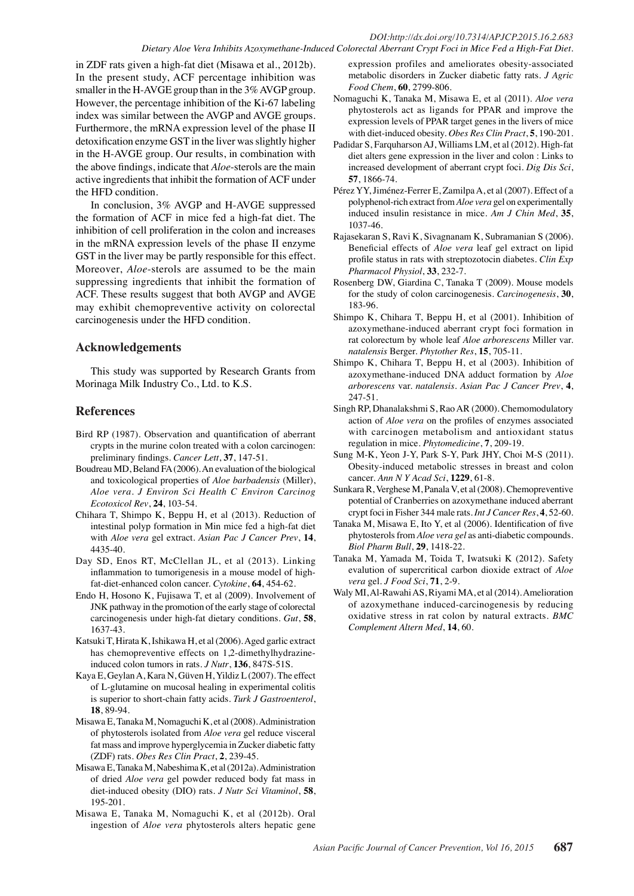in ZDF rats given a high-fat diet (Misawa et al., 2012b). In the present study, ACF percentage inhibition was smaller in the H-AVGE group than in the 3% AVGP group. However, the percentage inhibition of the Ki-67 labeling index was similar between the AVGP and AVGE groups. Furthermore, the mRNA expression level of the phase II detoxification enzyme GST in the liver was slightly higher in the H-AVGE group. Our results, in combination with the above findings, indicate that *Aloe*-sterols are the main active ingredients that inhibit the formation of ACF under the HFD condition.

In conclusion, 3% AVGP and H-AVGE suppressed the formation of ACF in mice fed a high-fat diet. The inhibition of cell proliferation in the colon and increases in the mRNA expression levels of the phase II enzyme GST in the liver may be partly responsible for this effect. Moreover, *Aloe*-sterols are assumed to be the main suppressing ingredients that inhibit the formation of ACF. These results suggest that both AVGP and AVGE may exhibit chemopreventive activity on colorectal carcinogenesis under the HFD condition.

## Acknowledgements

This study was supported by Research Grants from Morinaga Milk Industry Co., Ltd. to K.S.

## References

Bird RP (1987). Observation and quantification of aberrant crypts in the murine colon treated with a colon carcinogen: preliminary findings. *Cancer Lett*, **37**, 147-51.

Boudreau MD, Beland FA (2006). An evaluation of the biological and toxicological properties of *Aloe barbadensis* (Miller), *Aloe vera*. *J Environ Sci Health C Environ Carcinog Ecotoxicol Rev*, **24**, 103-54.

Chihara T, Shimpo K, Beppu H, et al (2013). Reduction of intestinal polyp formation in Min mice fed a high-fat diet with *Aloe vera* gel extract. *Asian Pac J Cancer Prev*, **14**, 4435-40.

Day SD, Enos RT, McClellan JL, et al (2013). Linking inflammation to tumorigenesis in a mouse model of high-fat-diet-enhanced colon cancer. *Cytokine*, **64**, 454-62.

Endo H, Hosono K, Fujisawa T, et al (2009). Involvement of JNK pathway in the promotion of the early stage of colorectal carcinogenesis under high-fat dietary conditions. *Gut*, **58**, 1637-43.

Katsuki T, Hirata K, Ishikawa H, et al (2006). Aged garlic extract has chemopreventive effects on 1,2-dimethylhydrazine-induced colon tumors in rats. *J Nutr*, **136**, 847S-51S.

Kaya E, Geylan A, Kara N, Güven H, Yildiz L (2007). The effect of L-glutamine on mucosal healing in experimental colitis is superior to short-chain fatty acids. *Turk J Gastroenterol*, **18**, 89-94.

Misawa E, Tanaka M, Nomaguchi K, et al (2008). Administration of phytosterols isolated from *Aloe vera* gel reduce visceral fat mass and improve hyperglycemia in Zucker diabetic fatty (ZDF) rats. *Obes Res Clin Pract*, **2**, 239-45.

Misawa E, Tanaka M, Nabeshima K, et al (2012a). Administration of dried *Aloe vera* gel powder reduced body fat mass in diet-induced obesity (DIO) rats. *J Nutr Sci Vitaminol*, **58**, 195-201.

Misawa E, Tanaka M, Nomaguchi K, et al (2012b). Oral ingestion of *Aloe vera* phytosterols alters hepatic gene expression profiles and ameliorates obesity-associated metabolic disorders in Zucker diabetic fatty rats. *J Agric Food Chem*, **60**, 2799-806.

Nomaguchi K, Tanaka M, Misawa E, et al (2011). *Aloe vera* phytosterols act as ligands for PPAR and improve the expression levels of PPAR target genes in the livers of mice with diet-induced obesity. *Obes Res Clin Pract*, **5**, 190-201.

Padidar S, Farquharson AJ, Williams LM, et al (2012). High-fat diet alters gene expression in the liver and colon : Links to increased development of aberrant crypt foci. *Dig Dis Sci*, **57**, 1866-74.

Pérez YY, Jiménez-Ferrer E, Zamilpa A, et al (2007). Effect of a polyphenol-rich extract from *Aloe vera* gel on experimentally induced insulin resistance in mice. *Am J Chin Med*, **35**, 1037-46.

Rajasekaran S, Ravi K, Sivagnanam K, Subramanian S (2006). Beneficial effects of *Aloe vera* leaf gel extract on lipid profile status in rats with streptozotocin diabetes. *Clin Exp Pharmacol Physiol*, **33**, 232-7.

Rosenberg DW, Giardina C, Tanaka T (2009). Mouse models for the study of colon carcinogenesis. *Carcinogenesis*, **30**, 183-96.

Shimpo K, Chihara T, Beppu H, et al (2001). Inhibition of azoxymethane-induced aberrant crypt foci formation in rat colorectum by whole leaf *Aloe arborescens* Miller var. *natalensis* Berger. *Phytother Res*, **15**, 705-11.

Shimpo K, Chihara T, Beppu H, et al (2003). Inhibition of azoxymethane-induced DNA adduct formation by *Aloe arborescens* var. *natalensis*. *Asian Pac J Cancer Prev*, **4**, 247-51.

Singh RP, Dhanalakshmi S, Rao AR (2000). Chemomodulatory action of *Aloe vera* on the profiles of enzymes associated with carcinogen metabolism and antioxidant status regulation in mice. *Phytomedicine*, **7**, 209-19.

Sung M-K, Yeon J-Y, Park S-Y, Park JHY, Choi M-S (2011). Obesity-induced metabolic stresses in breast and colon cancer. *Ann N Y Acad Sci*, **1229**, 61-8.

Sunkara R, Verghese M, Panala V, et al (2008). Chemopreventive potential of Cranberries on azoxymethane induced aberrant crypt foci in Fisher 344 male rats. *Int J Cancer Res*, **4**, 52-60.

Tanaka M, Misawa E, Ito Y, et al (2006). Identification of five phytosterols from *Aloe vera gel* as anti-diabetic compounds. *Biol Pharm Bull*, **29**, 1418-22.

Tanaka M, Yamada M, Toida T, Iwatsuki K (2012). Safety evaluation of supercritical carbon dioxide extract of *Aloe vera* gel. *J Food Sci*, **71**, 2-9.

Waly MI, Al-Rawahi AS, Riyami MA, et al (2014). Amelioration of azoxymethane induced-carcinogenesis by reducing oxidative stress in rat colon by natural extracts. *BMC Complement Altern Med*, **14**, 60.